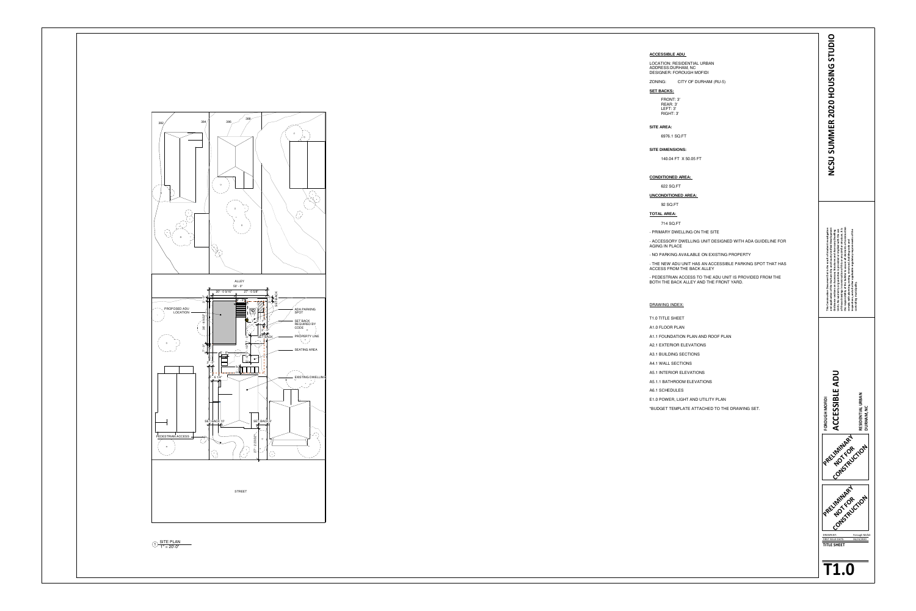## ACCESSIBLE ADU

LOCATION: RESIDENTIAL URBAN
ADDRESS:DURHAM, NC
DESIGNER: FOROUGH MOFIDI

ZONING: CITY OF DURHAM (RU-5)

### SET BACKS:

FRONT: 3'
REAR: 3'
LEFT: 3'
RIGHT: 3'

### SITE AREA:

6976.1 SQ.FT

### SITE DIMENSIONS:

140.04 FT X 50.05 FT

### CONDITIONED AREA:

622 SQ.FT

### UNCONDITIONED AREA:

92 SQ.FT

### TOTAL AREA:

714 SQ.FT

- PRIMARY DWELLING ON THE SITE
- ACCESSORY DWELLING UNIT DESIGNED WITH ADA GUIDELINE FOR AGING IN PLACE
- NO PARKING AVAILABLE ON EXISTING PROPERTY
- THE NEW ADU UNIT HAS AN ACCESSIBLE PARKING SPOT THAT HAS ACCESS FROM THE BACK ALLEY
- PEDESTRIAN ACCESS TO THE ADU UNIT IS PROVIDED FROM THE BOTH THE BACK ALLEY AND THE FRONT YARD.

### DRAWING INDEX:

T1.0 TITLE SHEET
A1.0 FLOOR PLAN
A1.1 FOUNDATION PLAN AND ROOF PLAN
A2.1 EXTERIOR ELEVATIONS
A3.1 BUILDING SECTIONS
A4.1 WALL SECTIONS
A5.1 INTERIOR ELEVATIONS
A5.1.1 BATHROOM ELEVATIONS
A6.1 SCHEDULES
E1.0 POWER, LIGHT AND UTILITY PLAN
*BUDGET TEMPLATE ATTACHED TO THE DRAWING SET.

1 SITE PLAN
1" = 20'-0"

NCSU SUMMER 2020 HOUSING STUDIO

FOROUGH MOFIDI
ACCESSIBLE ADU
RESIDENTIAL URBAN
DURHAM, NC

PRELIMINARY NOT FOR CONSTRUCTION

DRAWN BY: Forough Mofidi
FIRST ISSUE DATE: 06/15/2020
TITLE SHEET

T1.0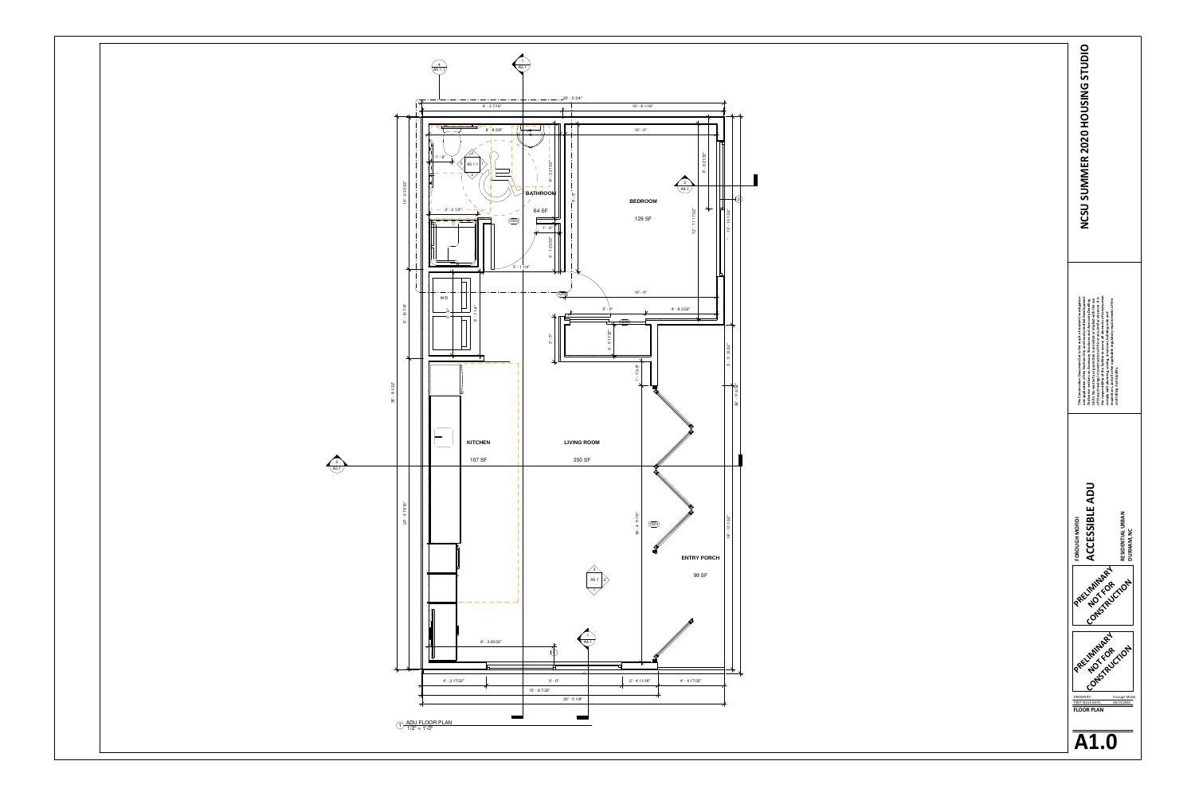# NCSU SUMMER 2020 HOUSING STUDIO

This Construction Document Set is the work of student investigation and exploration of the Accessible ADU and Universal Design Housing Studio. The content is not for construction; the document is a representation of the design intent. It is the responsibility of the builder to ensure all elements of construction comply with planning, zoning, structural, building code and inspections, and other applicable regulations/requirements of the controlling municipality.

FOROUGH MOHDI

## ACCESSIBLE ADU

RESIDENTIAL URBAN
DURHAM, NC

PRELIMINARY NOT FOR CONSTRUCTION

PRELIMINARY NOT FOR CONSTRUCTION

| | |
|---|---|
| DRAWN BY: | Forough Mohdi |
| FIRST ISSUE DATE: | 06/23/2020 |

**FLOOR PLAN**

# A1.0

1 ADU FLOOR PLAN
1/2" = 1'-0"

BATHROOM
64 SF

BEDROOM
129 SF

KITCHEN
107 SF

LIVING ROOM
250 SF

ENTRY PORCH
99 SF

W/D

Dimensions: 20' - 0 3/4"; 9' - 3 7/16"; 10' - 8 1/16"; 8' - 8 5/8"; 10' - 0"; 1' - 6"; 6' - 3 21/32"; 3' - 2 1/2"; 1' - 0"; 3' - 1 25/32"; 5' - 1 1/4"; 6' - 0 21/32"; 12' - 11 17/32"; 13' - 10 5/32"; 10' - 0 31/32"; 5' - 10 7/8"; 5' - 7 1/4"; 36' - 8 1/32"; 20' - 6 15/16"; 5' - 6"; 4' - 8 3/32"; 3' - 0"; 2' - 0 11/32"; 1' - 7 3/8"; 2' - 11 25/32"; 36' - 11 3/32"; 16' - 4 11/16"; 19' - 10 5/32"; 8' - 3 29/32"; 4' - 3 17/32"; 9' - 0"; 2' - 4 11/16"; 4' - 4 17/32"; 15' - 8 7/32"; 20' - 0 1/8"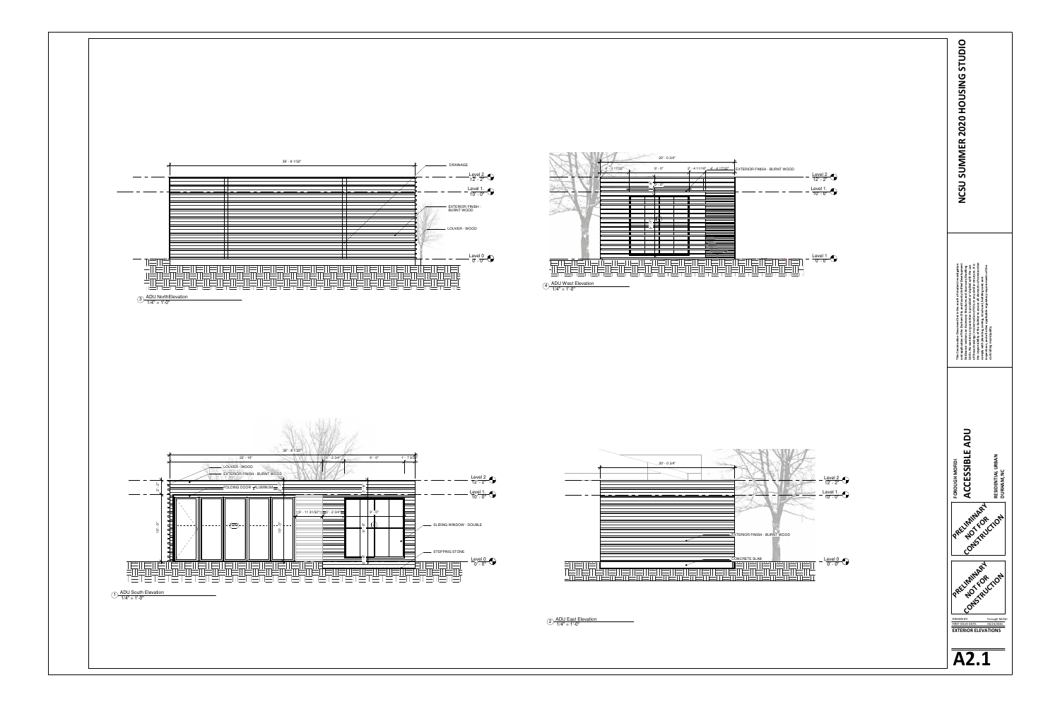# NCSU SUMMER 2020 HOUSING STUDIO

This Construction Document Set is the work of student investigation and application of the Accessibility and Universal Design (Accessory Dwelling Units, Accessibility, and Universal Design) in the Summer 2020 Housing Studio. It is intended for educational purposes only. All code and structural design are the responsibility of the building owner. It is the responsibility of the builder to ensure all elements of construction comply with planning, zoning, structural, building code and inspections, and with the applicable regulations and requirements of the controlling municipality.

FOROUGH MOHIDI

## ACCESSIBLE ADU

RESIDENTIAL URBAN
DURHAM, NC

PRELIMINARY NOT FOR CONSTRUCTION

PRELIMINARY NOT FOR CONSTRUCTION

DRAWN BY: Forough Mohidi

FIRST ISSUE DATE: 06/26/2020

EXTERIOR ELEVATIONS

**A2.1**

---

36' - 8 1/32"

DRAINAGE

Level 2
12' - 2"

Level 1
10' - 0"

EXTERIOR FINISH - BURNT WOOD

LOUVER - WOOD

Level 0
0' - 0"

3 ADU NorthElevation
1/4" = 1'-0"

---

20' - 0 3/4"

4' - 3 17/32"

9' - 0"

2' - 4 11/16"

4' - 4 17/32"

EXTERIOR FINISH - BURNT WOOD

Level 2
12' - 2"

Level 1
10' - 0"

Level 1
0' - 0"

4 ADU West Elevation
1/4" = 1'-0"

---

36' - 8 1/32"

22' - 10"

2' - 2 3/4"

9' - 0"

1' - 7 9/32"

LOUVER - WOOD

EXTERIOR FINISH - BURNT WOOD

FOLDING DOOR - ALUMINUM

Level 2
12' - 2"

Level 1
10' - 0"

10' - 0"

9' - 11 31/32"

2' - 2 3/4"

9' - 0"

SLIDING WINDOW - DOUBLE

STEPPING STONE

Level 0
0' - 0"

1 ADU South Elevation
1/4" = 1'-0"

---

20' - 0 3/4"

Level 2
12' - 2"

Level 1
10' - 0"

EXTERIOR FINISH - BURNT WOOD

CONCRETE SLAB

Level 0
0' - 0"

2 ADU East Elevation
1/4" = 1'-0"